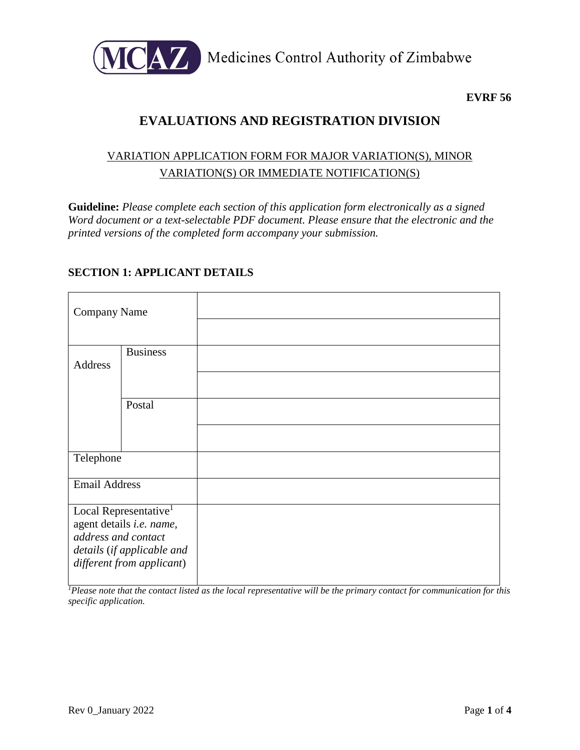Medicines Control Authority of Zimbabwe

**EVRF 56**

# EVALUATIONS AND REGISTRATION DIVISION

## VARIATION APPLICATION FORM FOR MAJOR VARIATION(S), MINOR VARIATION(S) OR IMMEDIATE NOTIFICATION(S)

**Guideline:** *Please complete each section of this application form electronically as a signed Word document or a text-selectable PDF document. Please ensure that the electronic and the printed versions of the completed form accompany your submission.*

### SECTION 1: APPLICANT DETAILS

| | | |
|---|---|---|
| Company Name | | |
| | | |
| Address | Business | |
| | | |
| | Postal | |
| | | |
| Telephone | | |
| Email Address | | |
| Local Representative[1] agent details *i.e. name, address and contact details* (*if applicable and different from applicant*) | | |

*[1]Please note that the contact listed as the local representative will be the primary contact for communication for this specific application.*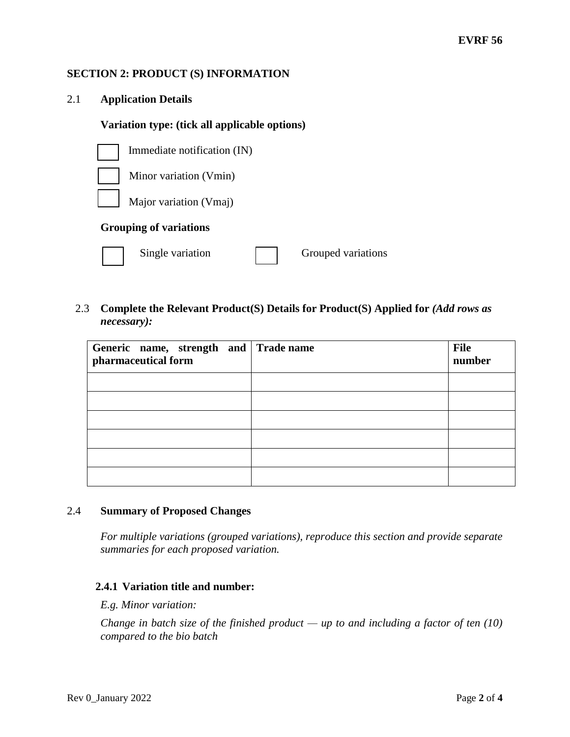## SECTION 2: PRODUCT (S) INFORMATION

2.1 **Application Details**

**Variation type: (tick all applicable options)**

☐ Immediate notification (IN)

☐ Minor variation (Vmin)

☐ Major variation (Vmaj)

**Grouping of variations**

☐ Single variation ☐ Grouped variations

2.3 **Complete the Relevant Product(S) Details for Product(S) Applied for** ***(Add rows as necessary):***

| Generic name, strength and pharmaceutical form | Trade name | File number |
|---|---|---|
| | | |
| | | |
| | | |
| | | |
| | | |
| | | |

2.4 **Summary of Proposed Changes**

*For multiple variations (grouped variations), reproduce this section and provide separate summaries for each proposed variation.*

**2.4.1 Variation title and number:**

*E.g. Minor variation:*

*Change in batch size of the finished product — up to and including a factor of ten (10) compared to the bio batch*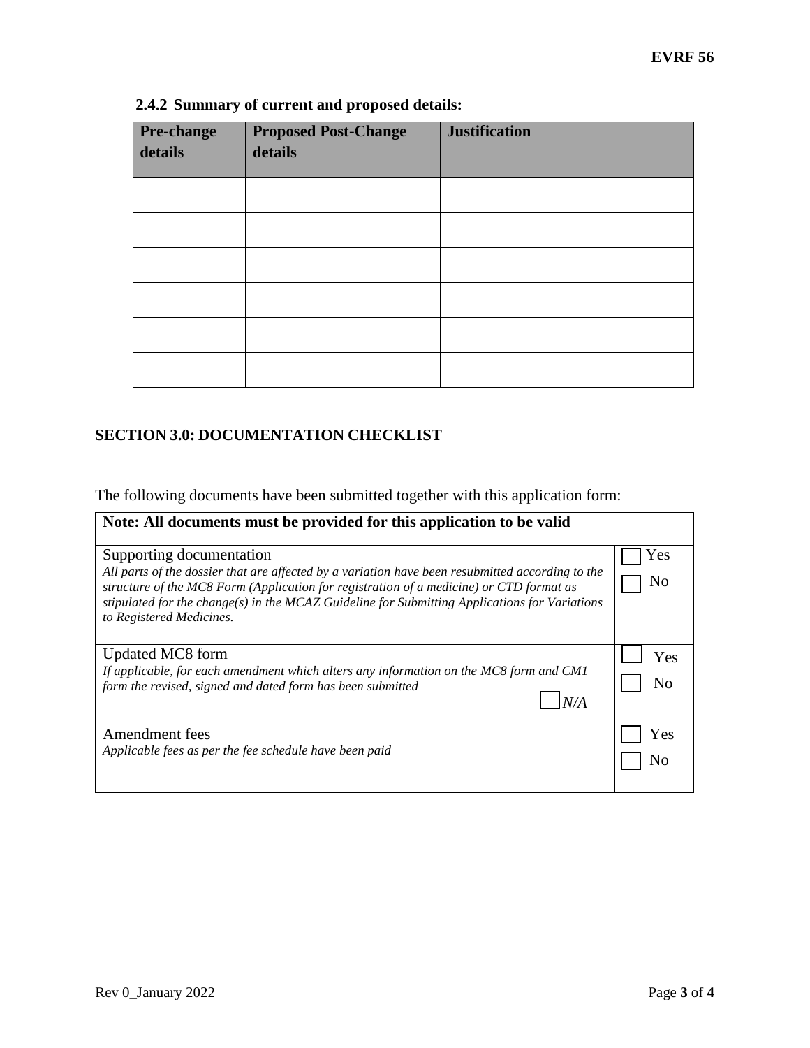### 2.4.2 Summary of current and proposed details:

| Pre-change details | Proposed Post-Change details | Justification |
|---|---|---|
| | | |
| | | |
| | | |
| | | |
| | | |
| | | |

## SECTION 3.0: DOCUMENTATION CHECKLIST

The following documents have been submitted together with this application form:

| **Note: All documents must be provided for this application to be valid** | |
|---|---|
| Supporting documentation<br>*All parts of the dossier that are affected by a variation have been resubmitted according to the structure of the MC8 Form (Application for registration of a medicine) or CTD format as stipulated for the change(s) in the MCAZ Guideline for Submitting Applications for Variations to Registered Medicines.* | ☐ Yes<br>☐ No |
| Updated MC8 form<br>*If applicable, for each amendment which alters any information on the MC8 form and CM1 form the revised, signed and dated form has been submitted*<br>☐ *N/A* | ☐ Yes<br>☐ No |
| Amendment fees<br>*Applicable fees as per the fee schedule have been paid* | ☐ Yes<br>☐ No |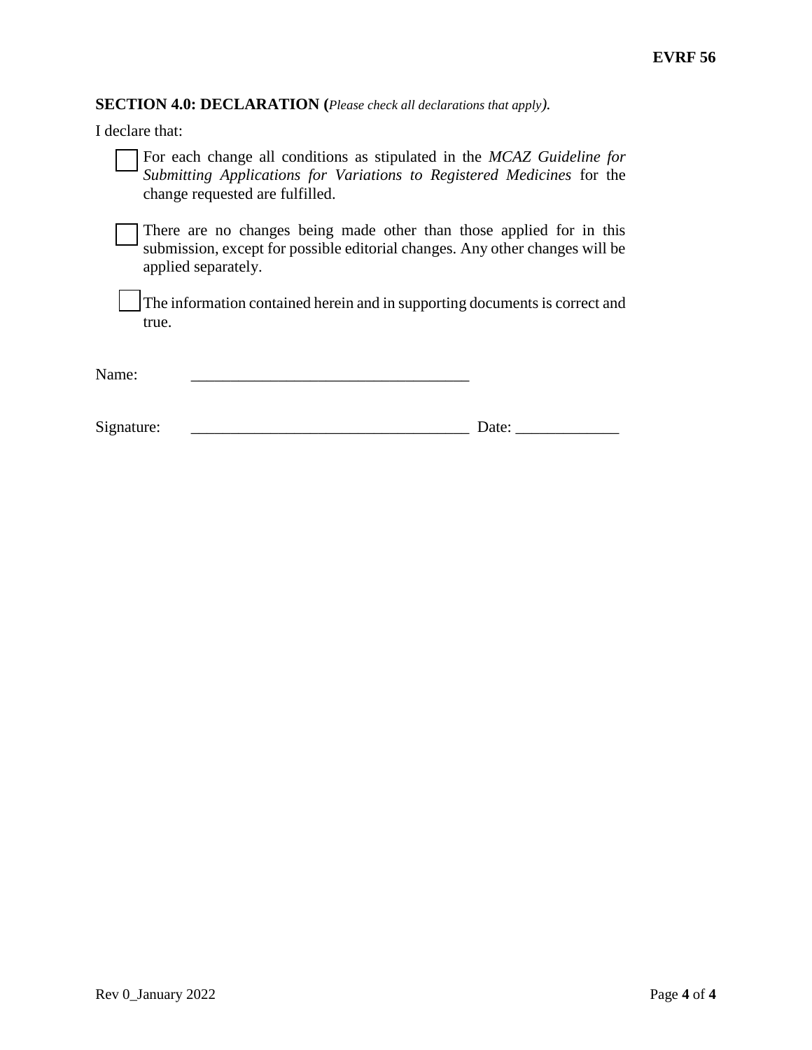**SECTION 4.0: DECLARATION (***Please check all declarations that apply***).**

I declare that:

- [ ] For each change all conditions as stipulated in the *MCAZ Guideline for Submitting Applications for Variations to Registered Medicines* for the change requested are fulfilled.

- [ ] There are no changes being made other than those applied for in this submission, except for possible editorial changes. Any other changes will be applied separately.

- [ ] The information contained herein and in supporting documents is correct and true.

Name: ___________________________________

Signature: ___________________________________ Date: _____________